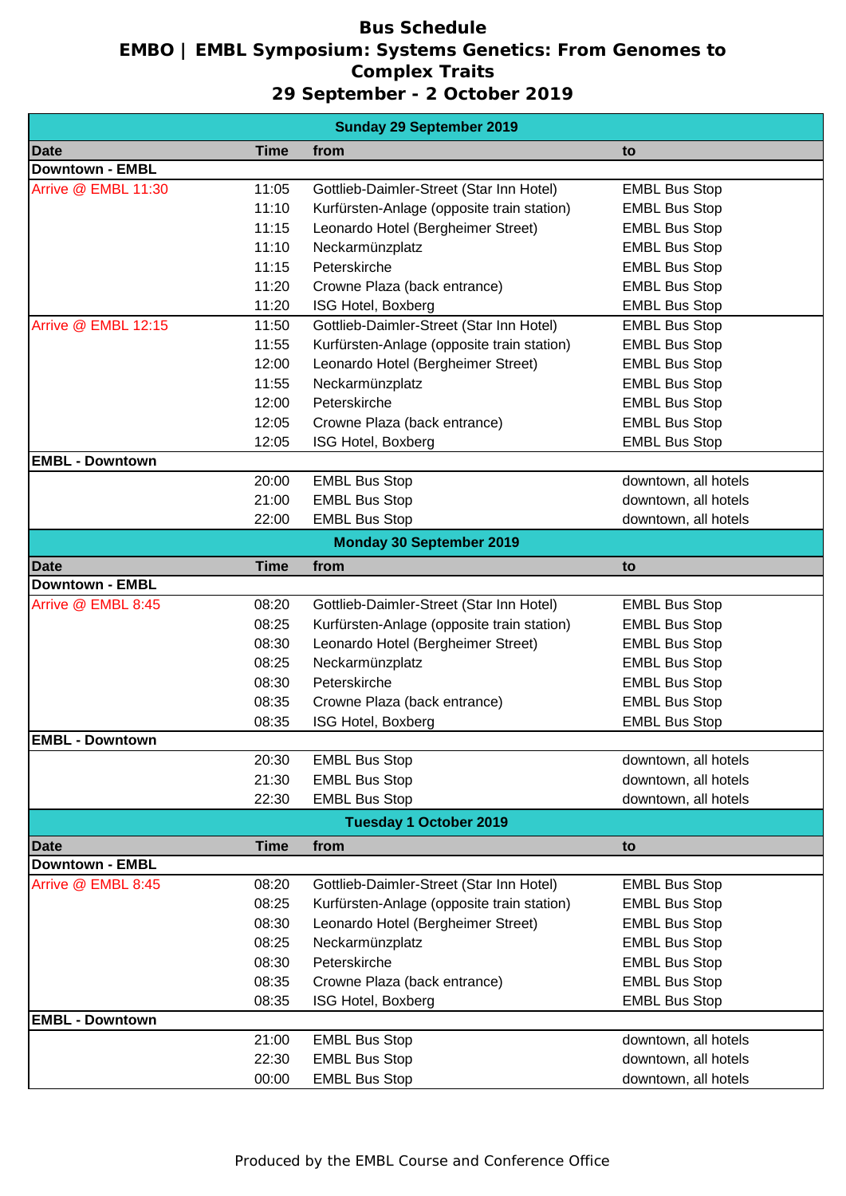# Bus Schedule

## EMBO | EMBL Symposium: Systems Genetics: From Genomes to Complex Traits

## 29 September - 2 October 2019

| Sunday 29 September 2019 | | | |
|---|---|---|---|
| **Date** | **Time** | **from** | **to** |
| **Downtown - EMBL** | | | |
| Arrive @ EMBL 11:30 | 11:05 | Gottlieb-Daimler-Street (Star Inn Hotel) | EMBL Bus Stop |
| | 11:10 | Kurfürsten-Anlage (opposite train station) | EMBL Bus Stop |
| | 11:15 | Leonardo Hotel (Bergheimer Street) | EMBL Bus Stop |
| | 11:10 | Neckarmünzplatz | EMBL Bus Stop |
| | 11:15 | Peterskirche | EMBL Bus Stop |
| | 11:20 | Crowne Plaza (back entrance) | EMBL Bus Stop |
| | 11:20 | ISG Hotel, Boxberg | EMBL Bus Stop |
| Arrive @ EMBL 12:15 | 11:50 | Gottlieb-Daimler-Street (Star Inn Hotel) | EMBL Bus Stop |
| | 11:55 | Kurfürsten-Anlage (opposite train station) | EMBL Bus Stop |
| | 12:00 | Leonardo Hotel (Bergheimer Street) | EMBL Bus Stop |
| | 11:55 | Neckarmünzplatz | EMBL Bus Stop |
| | 12:00 | Peterskirche | EMBL Bus Stop |
| | 12:05 | Crowne Plaza (back entrance) | EMBL Bus Stop |
| | 12:05 | ISG Hotel, Boxberg | EMBL Bus Stop |
| **EMBL - Downtown** | | | |
| | 20:00 | EMBL Bus Stop | downtown, all hotels |
| | 21:00 | EMBL Bus Stop | downtown, all hotels |
| | 22:00 | EMBL Bus Stop | downtown, all hotels |

| Monday 30 September 2019 | | | |
|---|---|---|---|
| **Date** | **Time** | **from** | **to** |
| **Downtown - EMBL** | | | |
| Arrive @ EMBL 8:45 | 08:20 | Gottlieb-Daimler-Street (Star Inn Hotel) | EMBL Bus Stop |
| | 08:25 | Kurfürsten-Anlage (opposite train station) | EMBL Bus Stop |
| | 08:30 | Leonardo Hotel (Bergheimer Street) | EMBL Bus Stop |
| | 08:25 | Neckarmünzplatz | EMBL Bus Stop |
| | 08:30 | Peterskirche | EMBL Bus Stop |
| | 08:35 | Crowne Plaza (back entrance) | EMBL Bus Stop |
| | 08:35 | ISG Hotel, Boxberg | EMBL Bus Stop |
| **EMBL - Downtown** | | | |
| | 20:30 | EMBL Bus Stop | downtown, all hotels |
| | 21:30 | EMBL Bus Stop | downtown, all hotels |
| | 22:30 | EMBL Bus Stop | downtown, all hotels |

| Tuesday 1 October 2019 | | | |
|---|---|---|---|
| **Date** | **Time** | **from** | **to** |
| **Downtown - EMBL** | | | |
| Arrive @ EMBL 8:45 | 08:20 | Gottlieb-Daimler-Street (Star Inn Hotel) | EMBL Bus Stop |
| | 08:25 | Kurfürsten-Anlage (opposite train station) | EMBL Bus Stop |
| | 08:30 | Leonardo Hotel (Bergheimer Street) | EMBL Bus Stop |
| | 08:25 | Neckarmünzplatz | EMBL Bus Stop |
| | 08:30 | Peterskirche | EMBL Bus Stop |
| | 08:35 | Crowne Plaza (back entrance) | EMBL Bus Stop |
| | 08:35 | ISG Hotel, Boxberg | EMBL Bus Stop |
| **EMBL - Downtown** | | | |
| | 21:00 | EMBL Bus Stop | downtown, all hotels |
| | 22:30 | EMBL Bus Stop | downtown, all hotels |
| | 00:00 | EMBL Bus Stop | downtown, all hotels |

Produced by the EMBL Course and Conference Office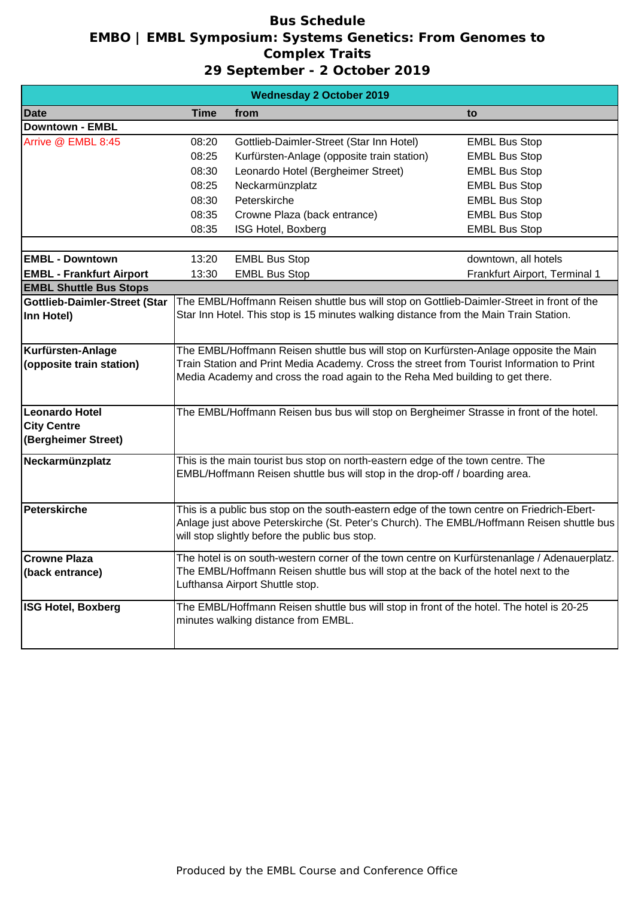# Bus Schedule
## EMBO | EMBL Symposium: Systems Genetics: From Genomes to Complex Traits
## 29 September - 2 October 2019

| Wednesday 2 October 2019 | | | |
|---|---|---|---|
| **Date** | **Time** | **from** | **to** |
| **Downtown - EMBL** | | | |
| Arrive @ EMBL 8:45 | 08:20 | Gottlieb-Daimler-Street (Star Inn Hotel) | EMBL Bus Stop |
| | 08:25 | Kurfürsten-Anlage (opposite train station) | EMBL Bus Stop |
| | 08:30 | Leonardo Hotel (Bergheimer Street) | EMBL Bus Stop |
| | 08:25 | Neckarmünzplatz | EMBL Bus Stop |
| | 08:30 | Peterskirche | EMBL Bus Stop |
| | 08:35 | Crowne Plaza (back entrance) | EMBL Bus Stop |
| | 08:35 | ISG Hotel, Boxberg | EMBL Bus Stop |
| | | | |
| **EMBL - Downtown** | 13:20 | EMBL Bus Stop | downtown, all hotels |
| **EMBL - Frankfurt Airport** | 13:30 | EMBL Bus Stop | Frankfurt Airport, Terminal 1 |

| **EMBL Shuttle Bus Stops** | |
|---|---|
| **Gottlieb-Daimler-Street (Star Inn Hotel)** | The EMBL/Hoffmann Reisen shuttle bus will stop on Gottlieb-Daimler-Street in front of the Star Inn Hotel. This stop is 15 minutes walking distance from the Main Train Station. |
| **Kurfürsten-Anlage (opposite train station)** | The EMBL/Hoffmann Reisen shuttle bus will stop on Kurfürsten-Anlage opposite the Main Train Station and Print Media Academy. Cross the street from Tourist Information to Print Media Academy and cross the road again to the Reha Med building to get there. |
| **Leonardo Hotel City Centre (Bergheimer Street)** | The EMBL/Hoffmann Reisen bus bus will stop on Bergheimer Strasse in front of the hotel. |
| **Neckarmünzplatz** | This is the main tourist bus stop on north-eastern edge of the town centre. The EMBL/Hoffmann Reisen shuttle bus will stop in the drop-off / boarding area. |
| **Peterskirche** | This is a public bus stop on the south-eastern edge of the town centre on Friedrich-Ebert-Anlage just above Peterskirche (St. Peter's Church). The EMBL/Hoffmann Reisen shuttle bus will stop slightly before the public bus stop. |
| **Crowne Plaza (back entrance)** | The hotel is on south-western corner of the town centre on Kurfürstenanlage / Adenauerplatz. The EMBL/Hoffmann Reisen shuttle bus will stop at the back of the hotel next to the Lufthansa Airport Shuttle stop. |
| **ISG Hotel, Boxberg** | The EMBL/Hoffmann Reisen shuttle bus will stop in front of the hotel. The hotel is 20-25 minutes walking distance from EMBL. |

Produced by the EMBL Course and Conference Office